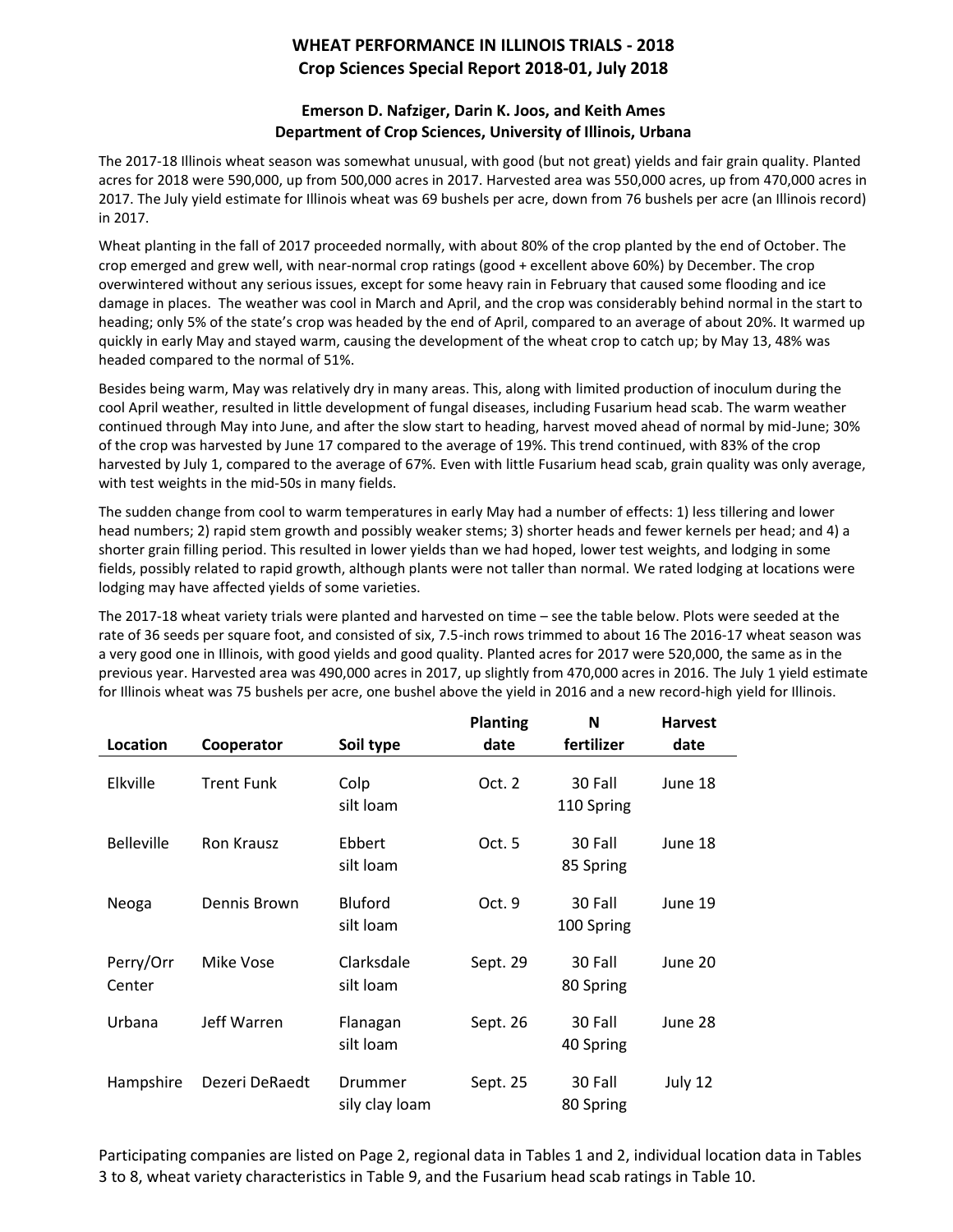# WHEAT PERFORMANCE IN ILLINOIS TRIALS - 2018

## Crop Sciences Special Report 2018-01, July 2018

### Emerson D. Nafziger, Darin K. Joos, and Keith Ames

### Department of Crop Sciences, University of Illinois, Urbana

The 2017-18 Illinois wheat season was somewhat unusual, with good (but not great) yields and fair grain quality. Planted acres for 2018 were 590,000, up from 500,000 acres in 2017. Harvested area was 550,000 acres, up from 470,000 acres in 2017. The July yield estimate for Illinois wheat was 69 bushels per acre, down from 76 bushels per acre (an Illinois record) in 2017.

Wheat planting in the fall of 2017 proceeded normally, with about 80% of the crop planted by the end of October. The crop emerged and grew well, with near-normal crop ratings (good + excellent above 60%) by December. The crop overwintered without any serious issues, except for some heavy rain in February that caused some flooding and ice damage in places. The weather was cool in March and April, and the crop was considerably behind normal in the start to heading; only 5% of the state's crop was headed by the end of April, compared to an average of about 20%. It warmed up quickly in early May and stayed warm, causing the development of the wheat crop to catch up; by May 13, 48% was headed compared to the normal of 51%.

Besides being warm, May was relatively dry in many areas. This, along with limited production of inoculum during the cool April weather, resulted in little development of fungal diseases, including Fusarium head scab. The warm weather continued through May into June, and after the slow start to heading, harvest moved ahead of normal by mid-June; 30% of the crop was harvested by June 17 compared to the average of 19%. This trend continued, with 83% of the crop harvested by July 1, compared to the average of 67%. Even with little Fusarium head scab, grain quality was only average, with test weights in the mid-50s in many fields.

The sudden change from cool to warm temperatures in early May had a number of effects: 1) less tillering and lower head numbers; 2) rapid stem growth and possibly weaker stems; 3) shorter heads and fewer kernels per head; and 4) a shorter grain filling period. This resulted in lower yields than we had hoped, lower test weights, and lodging in some fields, possibly related to rapid growth, although plants were not taller than normal. We rated lodging at locations were lodging may have affected yields of some varieties.

The 2017-18 wheat variety trials were planted and harvested on time – see the table below. Plots were seeded at the rate of 36 seeds per square foot, and consisted of six, 7.5-inch rows trimmed to about 16 The 2016-17 wheat season was a very good one in Illinois, with good yields and good quality. Planted acres for 2017 were 520,000, the same as in the previous year. Harvested area was 490,000 acres in 2017, up slightly from 470,000 acres in 2016. The July 1 yield estimate for Illinois wheat was 75 bushels per acre, one bushel above the yield in 2016 and a new record-high yield for Illinois.

| Location | Cooperator | Soil type | Planting date | N fertilizer | Harvest date |
|---|---|---|---|---|---|
| Elkville | Trent Funk | Colp silt loam | Oct. 2 | 30 Fall 110 Spring | June 18 |
| Belleville | Ron Krausz | Ebbert silt loam | Oct. 5 | 30 Fall 85 Spring | June 18 |
| Neoga | Dennis Brown | Bluford silt loam | Oct. 9 | 30 Fall 100 Spring | June 19 |
| Perry/Orr Center | Mike Vose | Clarksdale silt loam | Sept. 29 | 30 Fall 80 Spring | June 20 |
| Urbana | Jeff Warren | Flanagan silt loam | Sept. 26 | 30 Fall 40 Spring | June 28 |
| Hampshire | Dezeri DeRaedt | Drummer sily clay loam | Sept. 25 | 30 Fall 80 Spring | July 12 |

Participating companies are listed on Page 2, regional data in Tables 1 and 2, individual location data in Tables 3 to 8, wheat variety characteristics in Table 9, and the Fusarium head scab ratings in Table 10.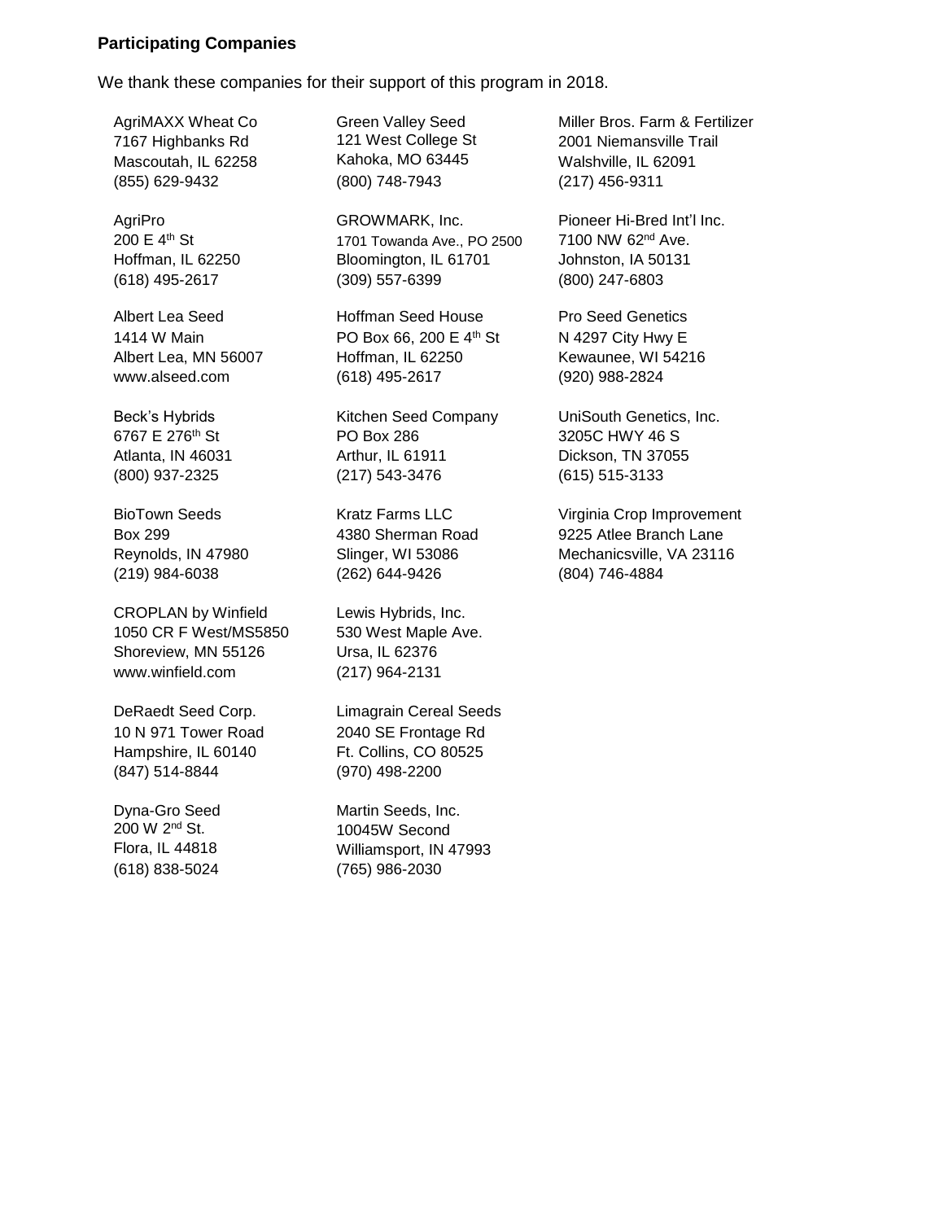**Participating Companies**

We thank these companies for their support of this program in 2018.

AgriMAXX Wheat Co
7167 Highbanks Rd
Mascoutah, IL 62258
(855) 629-9432

AgriPro
200 E 4th St
Hoffman, IL 62250
(618) 495-2617

Albert Lea Seed
1414 W Main
Albert Lea, MN 56007
www.alseed.com

Beck's Hybrids
6767 E 276th St
Atlanta, IN 46031
(800) 937-2325

BioTown Seeds
Box 299
Reynolds, IN 47980
(219) 984-6038

CROPLAN by Winfield
1050 CR F West/MS5850
Shoreview, MN 55126
www.winfield.com

DeRaedt Seed Corp.
10 N 971 Tower Road
Hampshire, IL 60140
(847) 514-8844

Dyna-Gro Seed
200 W 2nd St.
Flora, IL 44818
(618) 838-5024

Green Valley Seed
121 West College St
Kahoka, MO 63445
(800) 748-7943

GROWMARK, Inc.
1701 Towanda Ave., PO 2500
Bloomington, IL 61701
(309) 557-6399

Hoffman Seed House
PO Box 66, 200 E 4th St
Hoffman, IL 62250
(618) 495-2617

Kitchen Seed Company
PO Box 286
Arthur, IL 61911
(217) 543-3476

Kratz Farms LLC
4380 Sherman Road
Slinger, WI 53086
(262) 644-9426

Lewis Hybrids, Inc.
530 West Maple Ave.
Ursa, IL 62376
(217) 964-2131

Limagrain Cereal Seeds
2040 SE Frontage Rd
Ft. Collins, CO 80525
(970) 498-2200

Martin Seeds, Inc.
10045W Second
Williamsport, IN 47993
(765) 986-2030

Miller Bros. Farm & Fertilizer
2001 Niemansville Trail
Walshville, IL 62091
(217) 456-9311

Pioneer Hi-Bred Int'l Inc.
7100 NW 62nd Ave.
Johnston, IA 50131
(800) 247-6803

Pro Seed Genetics
N 4297 City Hwy E
Kewaunee, WI 54216
(920) 988-2824

UniSouth Genetics, Inc.
3205C HWY 46 S
Dickson, TN 37055
(615) 515-3133

Virginia Crop Improvement
9225 Atlee Branch Lane
Mechanicsville, VA 23116
(804) 746-4884